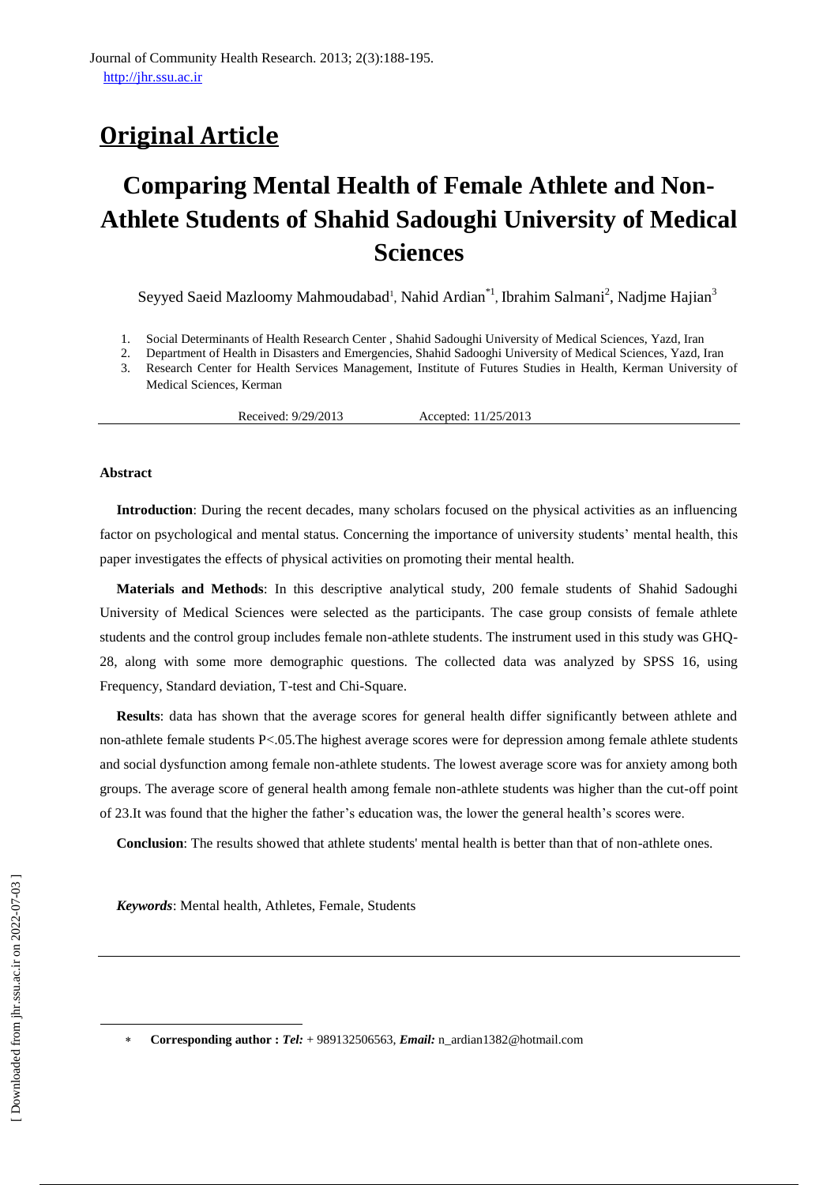# Original Article

# Comparing Mental Health of Female Athlete and Non-Athlete Students of Shahid Sadoughi University of Medical Sciences

Seyyed Saeid Mazloomy Mahmoudabad[1], Nahid Ardian[*1], Ibrahim Salmani[2], Nadjme Hajian[3]

1. Social Determinants of Health Research Center , Shahid Sadoughi University of Medical Sciences, Yazd, Iran
2. Department of Health in Disasters and Emergencies, Shahid Sadooghi University of Medical Sciences, Yazd, Iran
3. Research Center for Health Services Management, Institute of Futures Studies in Health, Kerman University of Medical Sciences, Kerman

Received: 9/29/2013 Accepted: 11/25/2013

### Abstract

**Introduction**: During the recent decades, many scholars focused on the physical activities as an influencing factor on psychological and mental status. Concerning the importance of university students' mental health, this paper investigates the effects of physical activities on promoting their mental health.

**Materials and Methods**: In this descriptive analytical study, 200 female students of Shahid Sadoughi University of Medical Sciences were selected as the participants. The case group consists of female athlete students and the control group includes female non-athlete students. The instrument used in this study was GHQ-28, along with some more demographic questions. The collected data was analyzed by SPSS 16, using Frequency, Standard deviation, T-test and Chi-Square.

**Results**: data has shown that the average scores for general health differ significantly between athlete and non-athlete female students $P<.05$.The highest average scores were for depression among female athlete students and social dysfunction among female non-athlete students. The lowest average score was for anxiety among both groups. The average score of general health among female non-athlete students was higher than the cut-off point of 23.It was found that the higher the father's education was, the lower the general health's scores were.

**Conclusion**: The results showed that athlete students' mental health is better than that of non-athlete ones.

***Keywords***: Mental health, Athletes, Female, Students

---

* **Corresponding author :** ***Tel:*** + 989132506563, ***Email:*** n_ardian1382@hotmail.com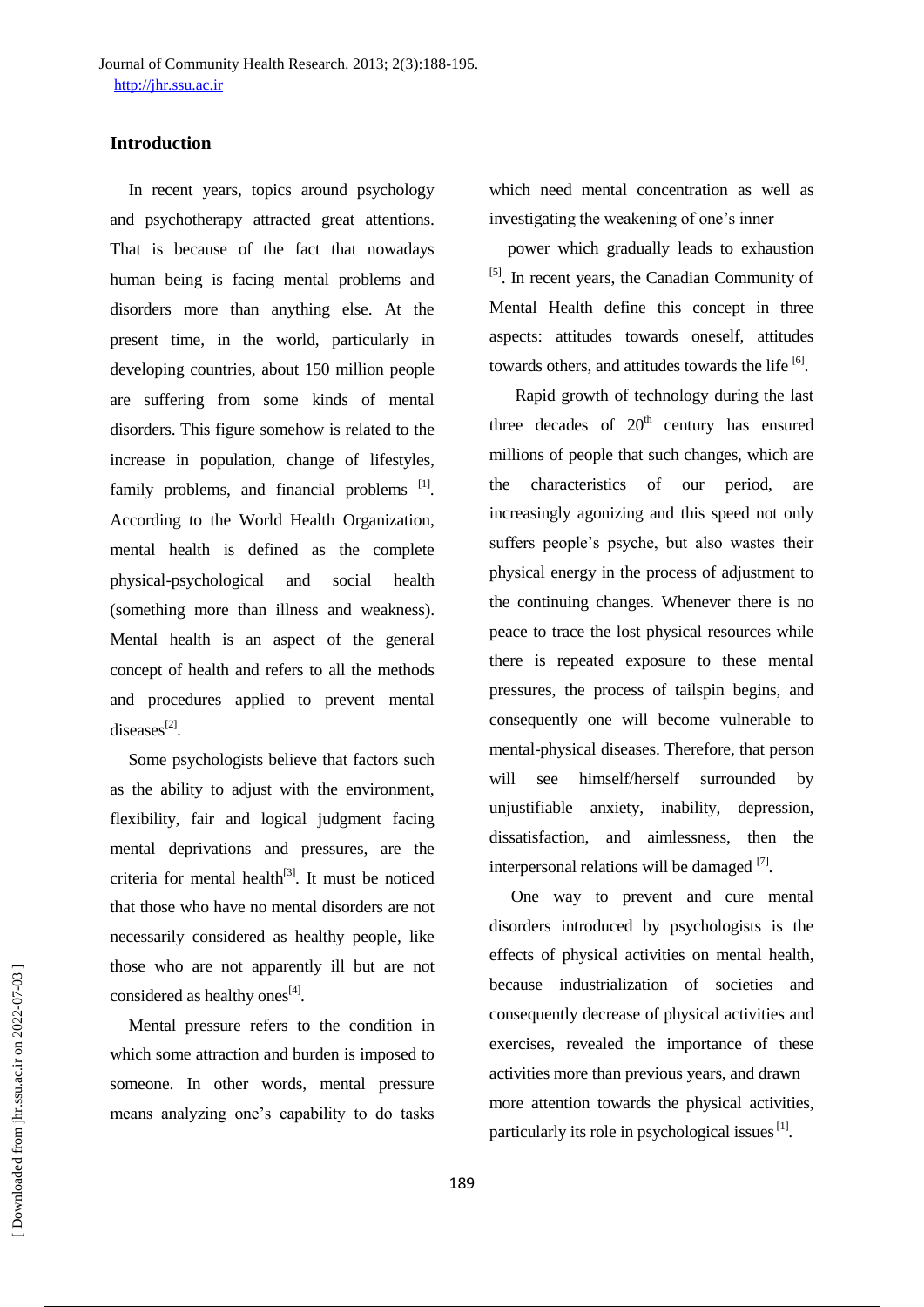## Introduction

In recent years, topics around psychology and psychotherapy attracted great attentions. That is because of the fact that nowadays human being is facing mental problems and disorders more than anything else. At the present time, in the world, particularly in developing countries, about 150 million people are suffering from some kinds of mental disorders. This figure somehow is related to the increase in population, change of lifestyles, family problems, and financial problems [1]. According to the World Health Organization, mental health is defined as the complete physical-psychological and social health (something more than illness and weakness). Mental health is an aspect of the general concept of health and refers to all the methods and procedures applied to prevent mental diseases[2].

Some psychologists believe that factors such as the ability to adjust with the environment, flexibility, fair and logical judgment facing mental deprivations and pressures, are the criteria for mental health[3]. It must be noticed that those who have no mental disorders are not necessarily considered as healthy people, like those who are not apparently ill but are not considered as healthy ones[4].

Mental pressure refers to the condition in which some attraction and burden is imposed to someone. In other words, mental pressure means analyzing one's capability to do tasks which need mental concentration as well as investigating the weakening of one's inner power which gradually leads to exhaustion [5]. In recent years, the Canadian Community of Mental Health define this concept in three aspects: attitudes towards oneself, attitudes towards others, and attitudes towards the life [6].

Rapid growth of technology during the last three decades of 20th century has ensured millions of people that such changes, which are the characteristics of our period, are increasingly agonizing and this speed not only suffers people's psyche, but also wastes their physical energy in the process of adjustment to the continuing changes. Whenever there is no peace to trace the lost physical resources while there is repeated exposure to these mental pressures, the process of tailspin begins, and consequently one will become vulnerable to mental-physical diseases. Therefore, that person will see himself/herself surrounded by unjustifiable anxiety, inability, depression, dissatisfaction, and aimlessness, then the interpersonal relations will be damaged [7].

One way to prevent and cure mental disorders introduced by psychologists is the effects of physical activities on mental health, because industrialization of societies and consequently decrease of physical activities and exercises, revealed the importance of these activities more than previous years, and drawn more attention towards the physical activities, particularly its role in psychological issues [1].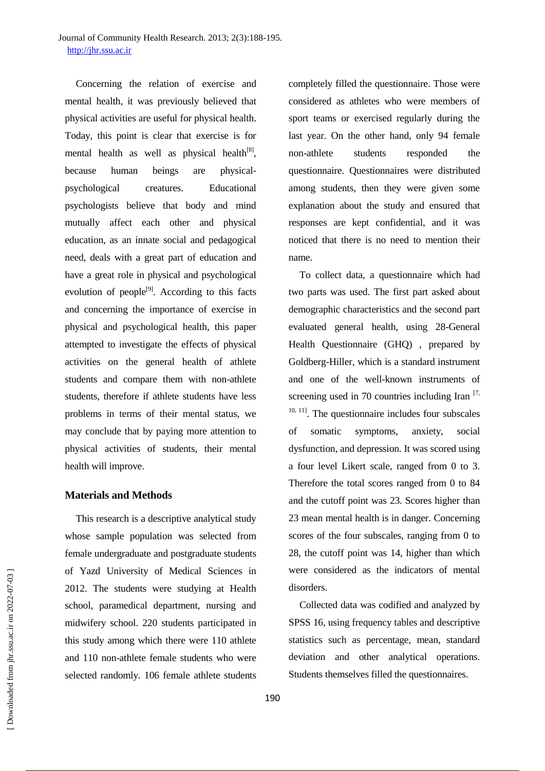Concerning the relation of exercise and mental health, it was previously believed that physical activities are useful for physical health. Today, this point is clear that exercise is for mental health as well as physical health[8], because human beings are physical-psychological creatures. Educational psychologists believe that body and mind mutually affect each other and physical education, as an innate social and pedagogical need, deals with a great part of education and have a great role in physical and psychological evolution of people[9]. According to this facts and concerning the importance of exercise in physical and psychological health, this paper attempted to investigate the effects of physical activities on the general health of athlete students and compare them with non-athlete students, therefore if athlete students have less problems in terms of their mental status, we may conclude that by paying more attention to physical activities of students, their mental health will improve.

## Materials and Methods

This research is a descriptive analytical study whose sample population was selected from female undergraduate and postgraduate students of Yazd University of Medical Sciences in 2012. The students were studying at Health school, paramedical department, nursing and midwifery school. 220 students participated in this study among which there were 110 athlete and 110 non-athlete female students who were selected randomly. 106 female athlete students completely filled the questionnaire. Those were considered as athletes who were members of sport teams or exercised regularly during the last year. On the other hand, only 94 female non-athlete students responded the questionnaire. Questionnaires were distributed among students, then they were given some explanation about the study and ensured that responses are kept confidential, and it was noticed that there is no need to mention their name.

To collect data, a questionnaire which had two parts was used. The first part asked about demographic characteristics and the second part evaluated general health, using 28-General Health Questionnaire (GHQ) , prepared by Goldberg-Hiller, which is a standard instrument and one of the well-known instruments of screening used in 70 countries including Iran [7, 10, 11]. The questionnaire includes four subscales of somatic symptoms, anxiety, social dysfunction, and depression. It was scored using a four level Likert scale, ranged from 0 to 3. Therefore the total scores ranged from 0 to 84 and the cutoff point was 23. Scores higher than 23 mean mental health is in danger. Concerning scores of the four subscales, ranging from 0 to 28, the cutoff point was 14, higher than which were considered as the indicators of mental disorders.

Collected data was codified and analyzed by SPSS 16, using frequency tables and descriptive statistics such as percentage, mean, standard deviation and other analytical operations. Students themselves filled the questionnaires.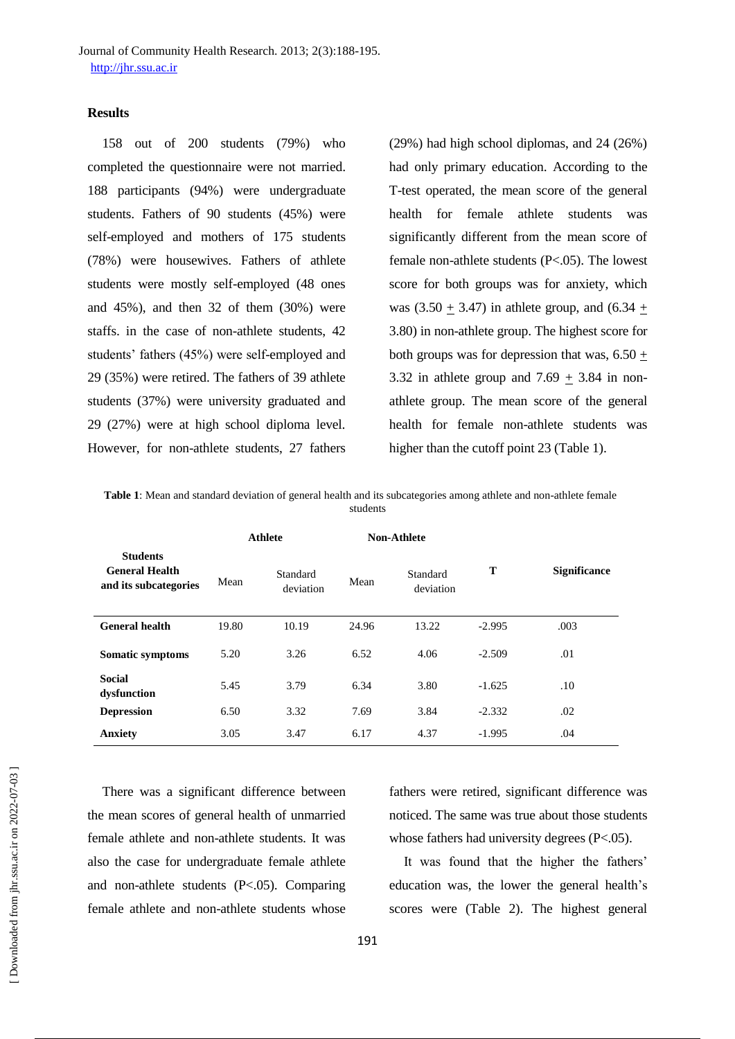## Results

158 out of 200 students (79%) who completed the questionnaire were not married. 188 participants (94%) were undergraduate students. Fathers of 90 students (45%) were self-employed and mothers of 175 students (78%) were housewives. Fathers of athlete students were mostly self-employed (48 ones and 45%), and then 32 of them (30%) were staffs. in the case of non-athlete students, 42 students' fathers (45%) were self-employed and 29 (35%) were retired. The fathers of 39 athlete students (37%) were university graduated and 29 (27%) were at high school diploma level. However, for non-athlete students, 27 fathers (29%) had high school diplomas, and 24 (26%) had only primary education. According to the T-test operated, the mean score of the general health for female athlete students was significantly different from the mean score of female non-athlete students ($P<.05$). The lowest score for both groups was for anxiety, which was (3.50 $\pm$ 3.47) in athlete group, and (6.34 $\pm$ 3.80) in non-athlete group. The highest score for both groups was for depression that was, 6.50 $\pm$ 3.32 in athlete group and 7.69 $\pm$ 3.84 in non-athlete group. The mean score of the general health for female non-athlete students was higher than the cutoff point 23 (Table 1).

**Table 1**: Mean and standard deviation of general health and its subcategories among athlete and non-athlete female students

| Students General Health and its subcategories | Athlete | | Non-Athlete | | T | Significance |
|---|---|---|---|---|---|---|
| | Mean | Standard deviation | Mean | Standard deviation | | |
| **General health** | 19.80 | 10.19 | 24.96 | 13.22 | -2.995 | .003 |
| **Somatic symptoms** | 5.20 | 3.26 | 6.52 | 4.06 | -2.509 | .01 |
| **Social dysfunction** | 5.45 | 3.79 | 6.34 | 3.80 | -1.625 | .10 |
| **Depression** | 6.50 | 3.32 | 7.69 | 3.84 | -2.332 | .02 |
| **Anxiety** | 3.05 | 3.47 | 6.17 | 4.37 | -1.995 | .04 |

There was a significant difference between the mean scores of general health of unmarried female athlete and non-athlete students. It was also the case for undergraduate female athlete and non-athlete students ($P<.05$). Comparing female athlete and non-athlete students whose fathers were retired, significant difference was noticed. The same was true about those students whose fathers had university degrees ($P<.05$).

It was found that the higher the fathers' education was, the lower the general health's scores were (Table 2). The highest general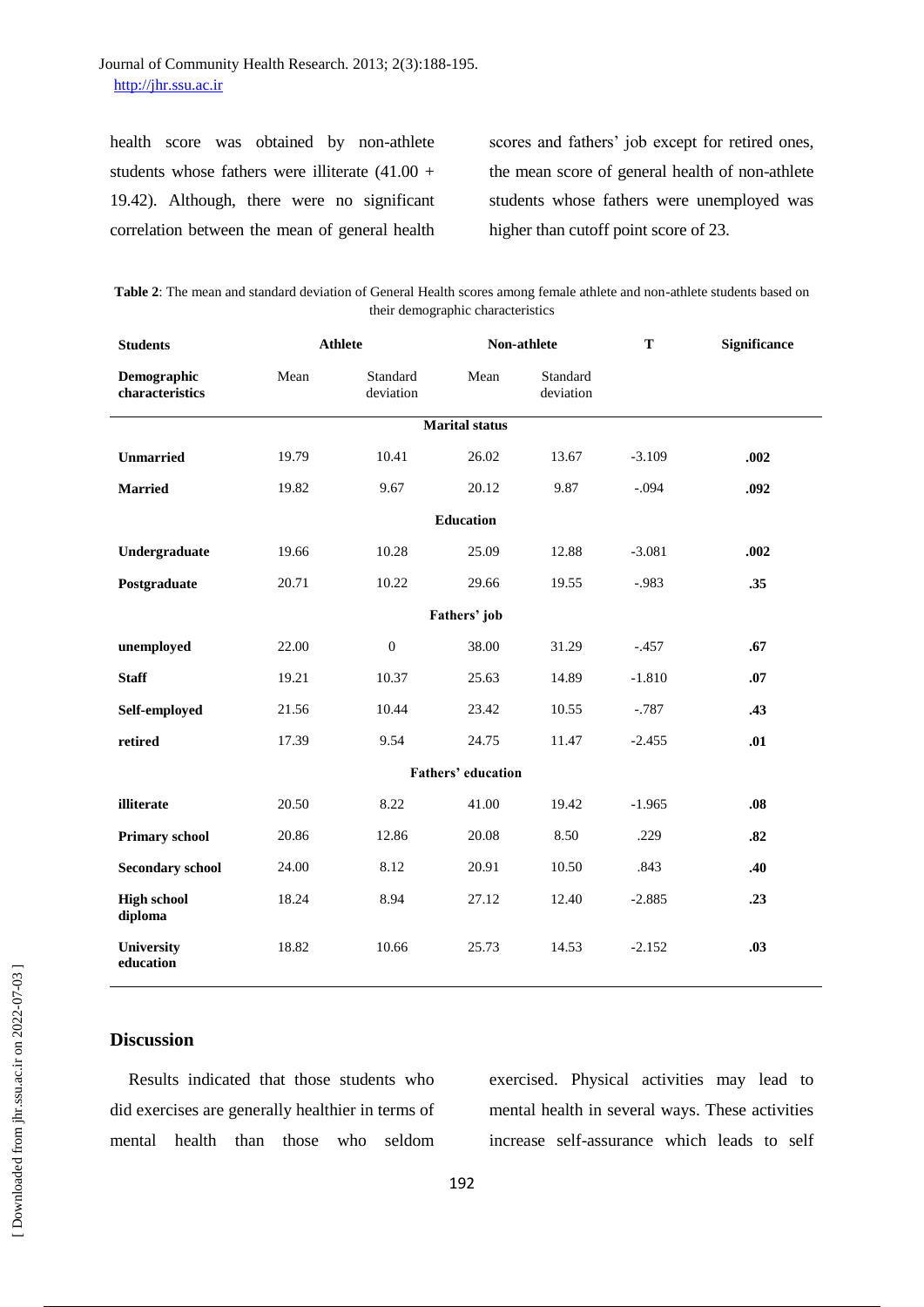health score was obtained by non-athlete students whose fathers were illiterate (41.00 + 19.42). Although, there were no significant correlation between the mean of general health scores and fathers' job except for retired ones, the mean score of general health of non-athlete students whose fathers were unemployed was higher than cutoff point score of 23.

**Table 2**: The mean and standard deviation of General Health scores among female athlete and non-athlete students based on their demographic characteristics

| **Students** | **Athlete** | | **Non-athlete** | | **T** | **Significance** |
|---|---|---|---|---|---|---|
| **Demographic characteristics** | Mean | Standard deviation | Mean | Standard deviation | | |
| | | | **Marital status** | | | |
| **Unmarried** | 19.79 | 10.41 | 26.02 | 13.67 | -3.109 | **.002** |
| **Married** | 19.82 | 9.67 | 20.12 | 9.87 | -.094 | **.092** |
| | | | **Education** | | | |
| **Undergraduate** | 19.66 | 10.28 | 25.09 | 12.88 | -3.081 | **.002** |
| **Postgraduate** | 20.71 | 10.22 | 29.66 | 19.55 | -.983 | **.35** |
| | | | **Fathers' job** | | | |
| **unemployed** | 22.00 | 0 | 38.00 | 31.29 | -.457 | **.67** |
| **Staff** | 19.21 | 10.37 | 25.63 | 14.89 | -1.810 | **.07** |
| **Self-employed** | 21.56 | 10.44 | 23.42 | 10.55 | -.787 | **.43** |
| **retired** | 17.39 | 9.54 | 24.75 | 11.47 | -2.455 | **.01** |
| | | | **Fathers' education** | | | |
| **illiterate** | 20.50 | 8.22 | 41.00 | 19.42 | -1.965 | **.08** |
| **Primary school** | 20.86 | 12.86 | 20.08 | 8.50 | .229 | **.82** |
| **Secondary school** | 24.00 | 8.12 | 20.91 | 10.50 | .843 | **.40** |
| **High school diploma** | 18.24 | 8.94 | 27.12 | 12.40 | -2.885 | **.23** |
| **University education** | 18.82 | 10.66 | 25.73 | 14.53 | -2.152 | **.03** |

## Discussion

Results indicated that those students who did exercises are generally healthier in terms of mental health than those who seldom exercised. Physical activities may lead to mental health in several ways. These activities increase self-assurance which leads to self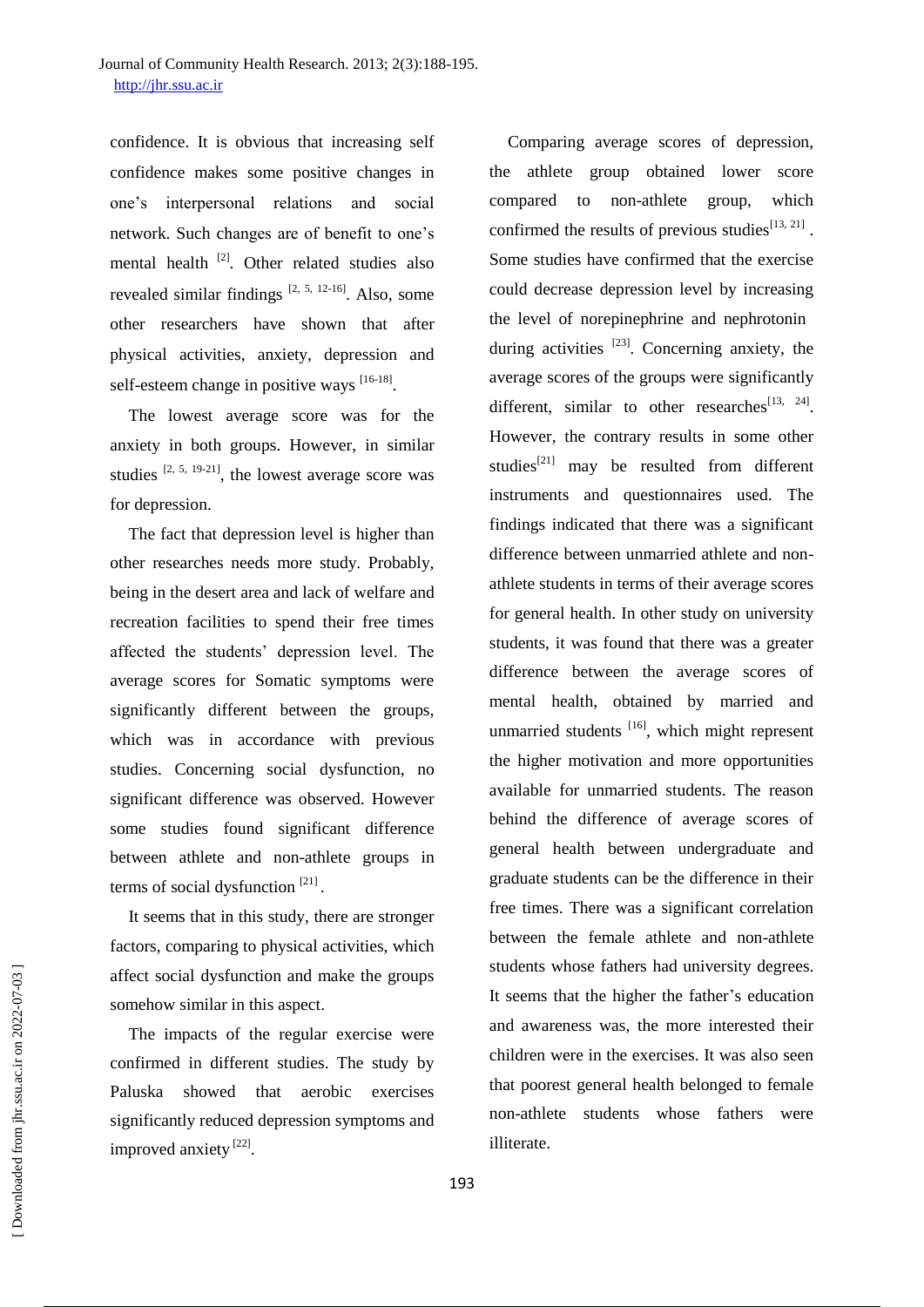confidence. It is obvious that increasing self confidence makes some positive changes in one's interpersonal relations and social network. Such changes are of benefit to one's mental health [2]. Other related studies also revealed similar findings [2, 5, 12-16]. Also, some other researchers have shown that after physical activities, anxiety, depression and self-esteem change in positive ways [16-18].

The lowest average score was for the anxiety in both groups. However, in similar studies [2, 5, 19-21], the lowest average score was for depression.

The fact that depression level is higher than other researches needs more study. Probably, being in the desert area and lack of welfare and recreation facilities to spend their free times affected the students' depression level. The average scores for Somatic symptoms were significantly different between the groups, which was in accordance with previous studies. Concerning social dysfunction, no significant difference was observed. However some studies found significant difference between athlete and non-athlete groups in terms of social dysfunction [21].

It seems that in this study, there are stronger factors, comparing to physical activities, which affect social dysfunction and make the groups somehow similar in this aspect.

The impacts of the regular exercise were confirmed in different studies. The study by Paluska showed that aerobic exercises significantly reduced depression symptoms and improved anxiety [22].

Comparing average scores of depression, the athlete group obtained lower score compared to non-athlete group, which confirmed the results of previous studies[13, 21]. Some studies have confirmed that the exercise could decrease depression level by increasing the level of norepinephrine and nephrotonin during activities [23]. Concerning anxiety, the average scores of the groups were significantly different, similar to other researches[13, 24]. However, the contrary results in some other studies[21] may be resulted from different instruments and questionnaires used. The findings indicated that there was a significant difference between unmarried athlete and non-athlete students in terms of their average scores for general health. In other study on university students, it was found that there was a greater difference between the average scores of mental health, obtained by married and unmarried students [16], which might represent the higher motivation and more opportunities available for unmarried students. The reason behind the difference of average scores of general health between undergraduate and graduate students can be the difference in their free times. There was a significant correlation between the female athlete and non-athlete students whose fathers had university degrees. It seems that the higher the father's education and awareness was, the more interested their children were in the exercises. It was also seen that poorest general health belonged to female non-athlete students whose fathers were illiterate.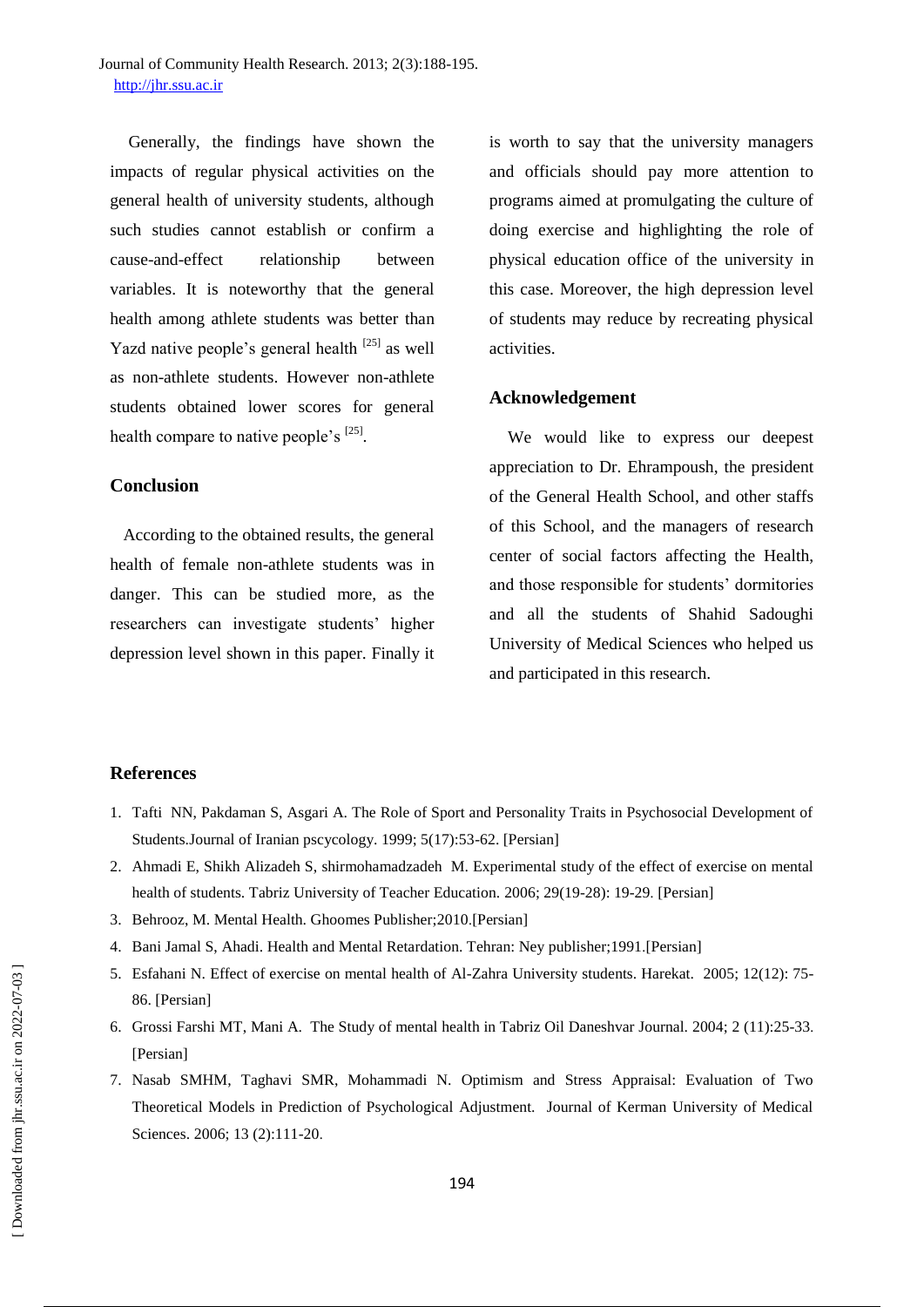Generally, the findings have shown the impacts of regular physical activities on the general health of university students, although such studies cannot establish or confirm a cause-and-effect relationship between variables. It is noteworthy that the general health among athlete students was better than Yazd native people's general health [25] as well as non-athlete students. However non-athlete students obtained lower scores for general health compare to native people's [25].

## Conclusion

According to the obtained results, the general health of female non-athlete students was in danger. This can be studied more, as the researchers can investigate students' higher depression level shown in this paper. Finally it is worth to say that the university managers and officials should pay more attention to programs aimed at promulgating the culture of doing exercise and highlighting the role of physical education office of the university in this case. Moreover, the high depression level of students may reduce by recreating physical activities.

## Acknowledgement

We would like to express our deepest appreciation to Dr. Ehrampoush, the president of the General Health School, and other staffs of this School, and the managers of research center of social factors affecting the Health, and those responsible for students' dormitories and all the students of Shahid Sadoughi University of Medical Sciences who helped us and participated in this research.

## References

1. Tafti NN, Pakdaman S, Asgari A. The Role of Sport and Personality Traits in Psychosocial Development of Students.Journal of Iranian pscycology. 1999; 5(17):53-62. [Persian]
2. Ahmadi E, Shikh Alizadeh S, shirmohamadzadeh M. Experimental study of the effect of exercise on mental health of students. Tabriz University of Teacher Education. 2006; 29(19-28): 19-29. [Persian]
3. Behrooz, M. Mental Health. Ghoomes Publisher;2010.[Persian]
4. Bani Jamal S, Ahadi. Health and Mental Retardation. Tehran: Ney publisher;1991.[Persian]
5. Esfahani N. Effect of exercise on mental health of Al-Zahra University students. Harekat. 2005; 12(12): 75-86. [Persian]
6. Grossi Farshi MT, Mani A. The Study of mental health in Tabriz Oil Daneshvar Journal. 2004; 2 (11):25-33. [Persian]
7. Nasab SMHM, Taghavi SMR, Mohammadi N. Optimism and Stress Appraisal: Evaluation of Two Theoretical Models in Prediction of Psychological Adjustment. Journal of Kerman University of Medical Sciences. 2006; 13 (2):111-20.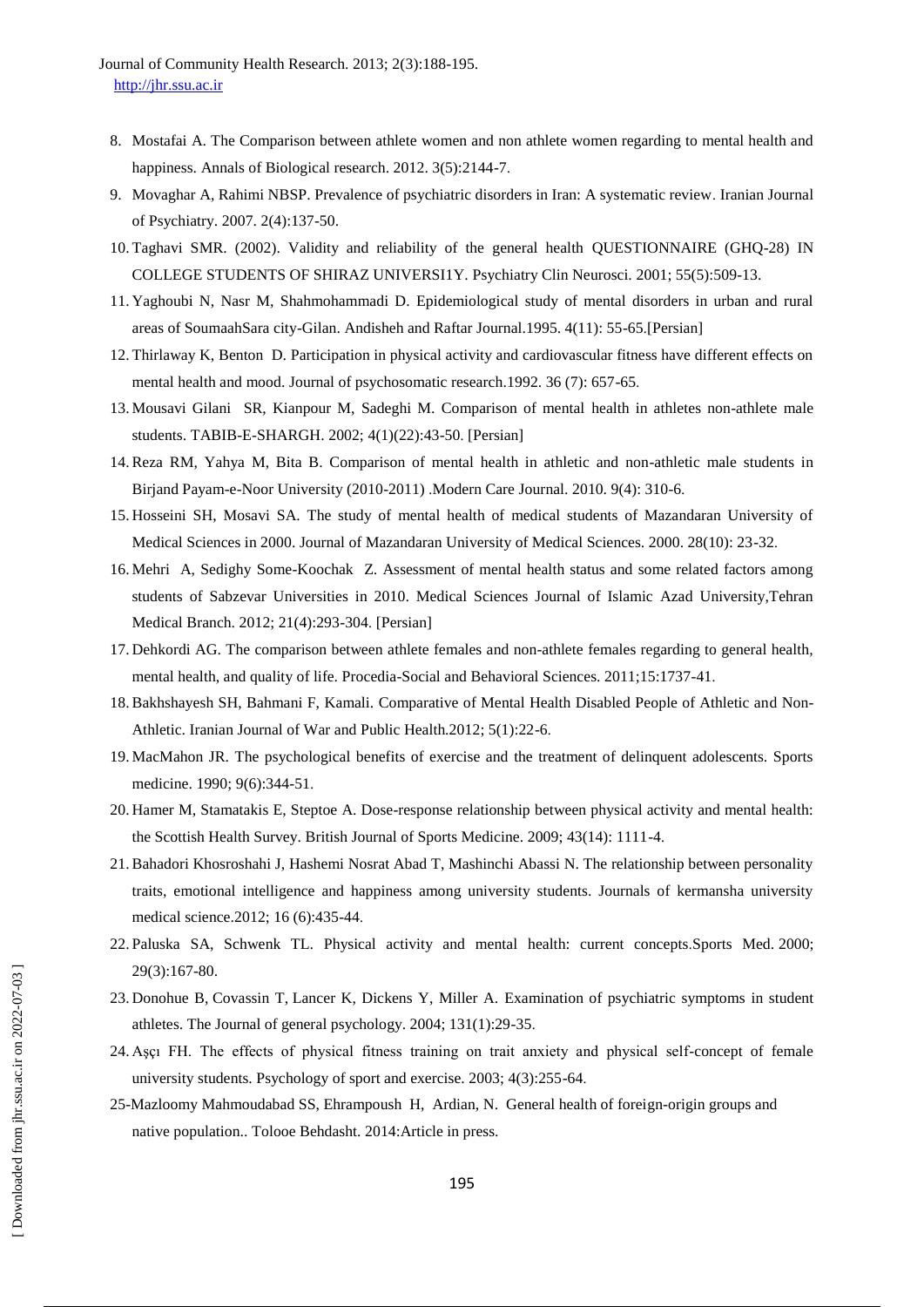8. Mostafai A. The Comparison between athlete women and non athlete women regarding to mental health and happiness. Annals of Biological research. 2012. 3(5):2144-7.
9. Movaghar A, Rahimi NBSP. Prevalence of psychiatric disorders in Iran: A systematic review. Iranian Journal of Psychiatry. 2007. 2(4):137-50.
10. Taghavi SMR. (2002). Validity and reliability of the general health QUESTIONNAIRE (GHQ-28) IN COLLEGE STUDENTS OF SHIRAZ UNIVERSI1Y. Psychiatry Clin Neurosci. 2001; 55(5):509-13.
11. Yaghoubi N, Nasr M, Shahmohammadi D. Epidemiological study of mental disorders in urban and rural areas of SoumaahSara city-Gilan. Andisheh and Raftar Journal.1995. 4(11): 55-65.[Persian]
12. Thirlaway K, Benton D. Participation in physical activity and cardiovascular fitness have different effects on mental health and mood. Journal of psychosomatic research.1992. 36 (7): 657-65.
13. Mousavi Gilani SR, Kianpour M, Sadeghi M. Comparison of mental health in athletes non-athlete male students. TABIB-E-SHARGH. 2002; 4(1)(22):43-50. [Persian]
14. Reza RM, Yahya M, Bita B. Comparison of mental health in athletic and non-athletic male students in Birjand Payam-e-Noor University (2010-2011) .Modern Care Journal. 2010. 9(4): 310-6.
15. Hosseini SH, Mosavi SA. The study of mental health of medical students of Mazandaran University of Medical Sciences in 2000. Journal of Mazandaran University of Medical Sciences. 2000. 28(10): 23-32.
16. Mehri A, Sedighy Some-Koochak Z. Assessment of mental health status and some related factors among students of Sabzevar Universities in 2010. Medical Sciences Journal of Islamic Azad University,Tehran Medical Branch. 2012; 21(4):293-304. [Persian]
17. Dehkordi AG. The comparison between athlete females and non-athlete females regarding to general health, mental health, and quality of life. Procedia-Social and Behavioral Sciences. 2011;15:1737-41.
18. Bakhshayesh SH, Bahmani F, Kamali. Comparative of Mental Health Disabled People of Athletic and Non-Athletic. Iranian Journal of War and Public Health.2012; 5(1):22-6.
19. MacMahon JR. The psychological benefits of exercise and the treatment of delinquent adolescents. Sports medicine. 1990; 9(6):344-51.
20. Hamer M, Stamatakis E, Steptoe A. Dose-response relationship between physical activity and mental health: the Scottish Health Survey. British Journal of Sports Medicine. 2009; 43(14): 1111-4.
21. Bahadori Khosroshahi J, Hashemi Nosrat Abad T, Mashinchi Abassi N. The relationship between personality traits, emotional intelligence and happiness among university students. Journals of kermansha university medical science.2012; 16 (6):435-44.
22. Paluska SA, Schwenk TL. Physical activity and mental health: current concepts.Sports Med. 2000; 29(3):167-80.
23. Donohue B, Covassin T, Lancer K, Dickens Y, Miller A. Examination of psychiatric symptoms in student athletes. The Journal of general psychology. 2004; 131(1):29-35.
24. Aşçı FH. The effects of physical fitness training on trait anxiety and physical self-concept of female university students. Psychology of sport and exercise. 2003; 4(3):255-64.
25. Mazloomy Mahmoudabad SS, Ehrampoush H, Ardian, N. General health of foreign-origin groups and native population.. Tolooe Behdasht. 2014:Article in press.